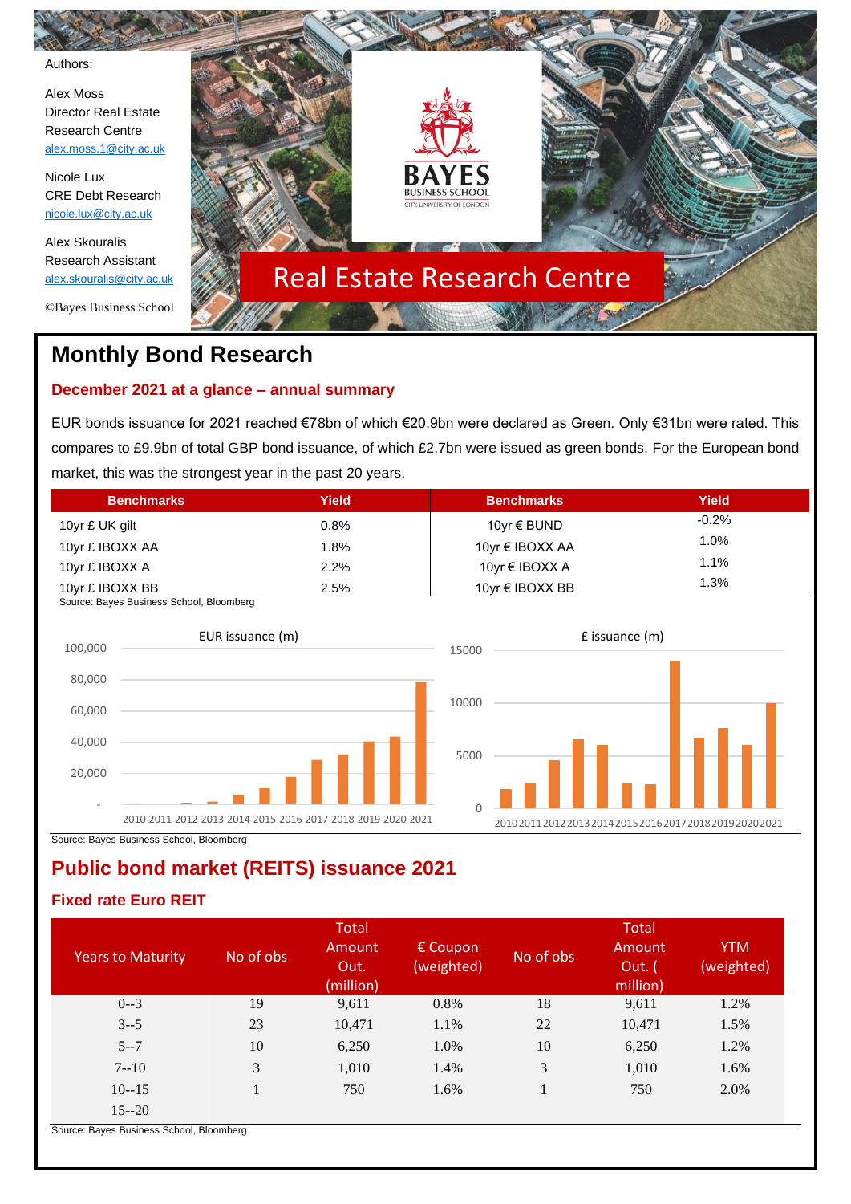Authors:

Alex Moss
Director Real Estate Research Centre
alex.moss.1@city.ac.uk

Nicole Lux
CRE Debt Research
nicole.lux@city.ac.uk

Alex Skouralis
Research Assistant
alex.skouralis@city.ac.uk

©Bayes Business School

BAYES BUSINESS SCHOOL
CITY, UNIVERSITY OF LONDON

Real Estate Research Centre

# Monthly Bond Research

### December 2021 at a glance – annual summary

EUR bonds issuance for 2021 reached €78bn of which €20.9bn were declared as Green. Only €31bn were rated. This compares to £9.9bn of total GBP bond issuance, of which £2.7bn were issued as green bonds. For the European bond market, this was the strongest year in the past 20 years.

| Benchmarks | Yield | Benchmarks | Yield |
|---|---|---|---|
| 10yr £ UK gilt | 0.8% | 10yr € BUND | -0.2% |
| 10yr £ IBOXX AA | 1.8% | 10yr € IBOXX AA | 1.0% |
| 10yr £ IBOXX A | 2.2% | 10yr € IBOXX A | 1.1% |
| 10yr £ IBOXX BB | 2.5% | 10yr € IBOXX BB | 1.3% |

Source: Bayes Business School, Bloomberg

EUR issuance (m)

£ issuance (m)

Source: Bayes Business School, Bloomberg

## Public bond market (REITS) issuance 2021

### Fixed rate Euro REIT

| Years to Maturity | No of obs | Total Amount Out. (million) | € Coupon (weighted) | No of obs | Total Amount Out. ( million) | YTM (weighted) |
|---|---|---|---|---|---|---|
| 0--3 | 19 | 9,611 | 0.8% | 18 | 9,611 | 1.2% |
| 3--5 | 23 | 10,471 | 1.1% | 22 | 10,471 | 1.5% |
| 5--7 | 10 | 6,250 | 1.0% | 10 | 6,250 | 1.2% |
| 7--10 | 3 | 1,010 | 1.4% | 3 | 1,010 | 1.6% |
| 10--15 | 1 | 750 | 1.6% | 1 | 750 | 2.0% |
| 15--20 | | | | | | |

Source: Bayes Business School, Bloomberg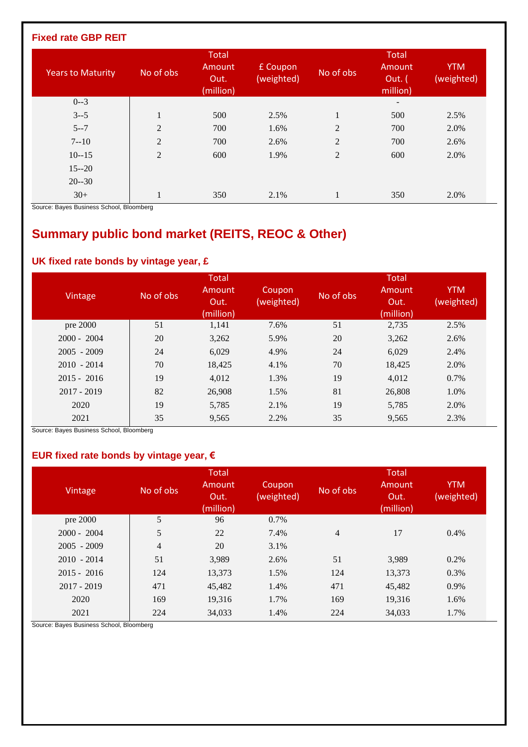### Fixed rate GBP REIT

| Years to Maturity | No of obs | Total Amount Out. (million) | £ Coupon (weighted) | No of obs | Total Amount Out. ( million) | YTM (weighted) |
|---|---|---|---|---|---|---|
| 0--3 | | | | | - | |
| 3--5 | 1 | 500 | 2.5% | 1 | 500 | 2.5% |
| 5--7 | 2 | 700 | 1.6% | 2 | 700 | 2.0% |
| 7--10 | 2 | 700 | 2.6% | 2 | 700 | 2.6% |
| 10--15 | 2 | 600 | 1.9% | 2 | 600 | 2.0% |
| 15--20 | | | | | | |
| 20--30 | | | | | | |
| 30+ | 1 | 350 | 2.1% | 1 | 350 | 2.0% |

Source: Bayes Business School, Bloomberg

## Summary public bond market (REITS, REOC & Other)

### UK fixed rate bonds by vintage year, £

| Vintage | No of obs | Total Amount Out. (million) | Coupon (weighted) | No of obs | Total Amount Out. (million) | YTM (weighted) |
|---|---|---|---|---|---|---|
| pre 2000 | 51 | 1,141 | 7.6% | 51 | 2,735 | 2.5% |
| 2000 - 2004 | 20 | 3,262 | 5.9% | 20 | 3,262 | 2.6% |
| 2005 - 2009 | 24 | 6,029 | 4.9% | 24 | 6,029 | 2.4% |
| 2010 - 2014 | 70 | 18,425 | 4.1% | 70 | 18,425 | 2.0% |
| 2015 - 2016 | 19 | 4,012 | 1.3% | 19 | 4,012 | 0.7% |
| 2017 - 2019 | 82 | 26,908 | 1.5% | 81 | 26,808 | 1.0% |
| 2020 | 19 | 5,785 | 2.1% | 19 | 5,785 | 2.0% |
| 2021 | 35 | 9,565 | 2.2% | 35 | 9,565 | 2.3% |

Source: Bayes Business School, Bloomberg

### EUR fixed rate bonds by vintage year, €

| Vintage | No of obs | Total Amount Out. (million) | Coupon (weighted) | No of obs | Total Amount Out. (million) | YTM (weighted) |
|---|---|---|---|---|---|---|
| pre 2000 | 5 | 96 | 0.7% | | | |
| 2000 - 2004 | 5 | 22 | 7.4% | 4 | 17 | 0.4% |
| 2005 - 2009 | 4 | 20 | 3.1% | | | |
| 2010 - 2014 | 51 | 3,989 | 2.6% | 51 | 3,989 | 0.2% |
| 2015 - 2016 | 124 | 13,373 | 1.5% | 124 | 13,373 | 0.3% |
| 2017 - 2019 | 471 | 45,482 | 1.4% | 471 | 45,482 | 0.9% |
| 2020 | 169 | 19,316 | 1.7% | 169 | 19,316 | 1.6% |
| 2021 | 224 | 34,033 | 1.4% | 224 | 34,033 | 1.7% |

Source: Bayes Business School, Bloomberg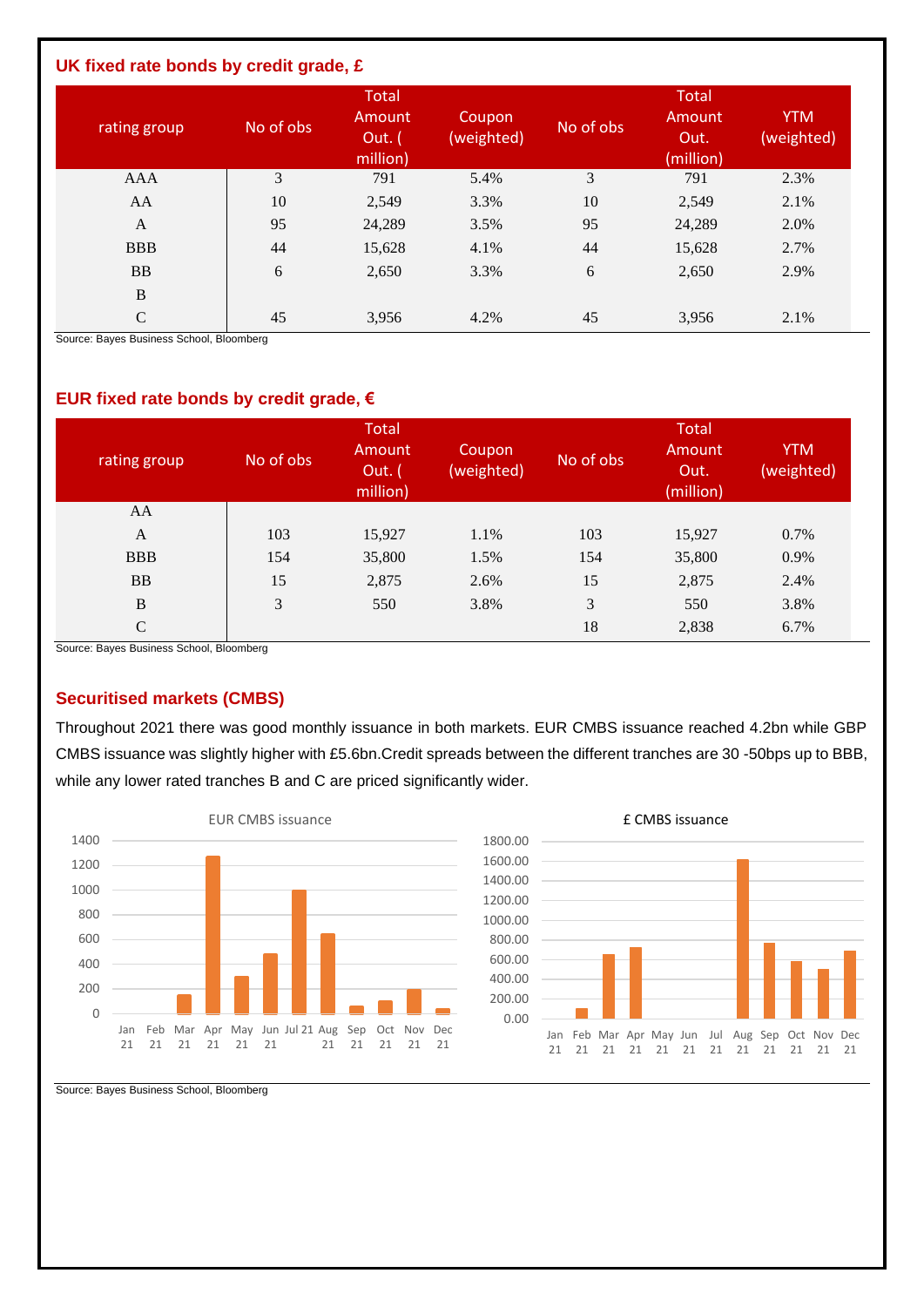### UK fixed rate bonds by credit grade, £

| rating group | No of obs | Total Amount Out. ( million) | Coupon (weighted) | No of obs | Total Amount Out. (million) | YTM (weighted) |
|---|---|---|---|---|---|---|
| AAA | 3 | 791 | 5.4% | 3 | 791 | 2.3% |
| AA | 10 | 2,549 | 3.3% | 10 | 2,549 | 2.1% |
| A | 95 | 24,289 | 3.5% | 95 | 24,289 | 2.0% |
| BBB | 44 | 15,628 | 4.1% | 44 | 15,628 | 2.7% |
| BB | 6 | 2,650 | 3.3% | 6 | 2,650 | 2.9% |
| B | | | | | | |
| C | 45 | 3,956 | 4.2% | 45 | 3,956 | 2.1% |

Source: Bayes Business School, Bloomberg

### EUR fixed rate bonds by credit grade, €

| rating group | No of obs | Total Amount Out. ( million) | Coupon (weighted) | No of obs | Total Amount Out. (million) | YTM (weighted) |
|---|---|---|---|---|---|---|
| AA | | | | | | |
| A | 103 | 15,927 | 1.1% | 103 | 15,927 | 0.7% |
| BBB | 154 | 35,800 | 1.5% | 154 | 35,800 | 0.9% |
| BB | 15 | 2,875 | 2.6% | 15 | 2,875 | 2.4% |
| B | 3 | 550 | 3.8% | 3 | 550 | 3.8% |
| C | | | | 18 | 2,838 | 6.7% |

Source: Bayes Business School, Bloomberg

### Securitised markets (CMBS)

Throughout 2021 there was good monthly issuance in both markets. EUR CMBS issuance reached 4.2bn while GBP CMBS issuance was slightly higher with £5.6bn.Credit spreads between the different tranches are 30 -50bps up to BBB, while any lower rated tranches B and C are priced significantly wider.

EUR CMBS issuance

£ CMBS issuance

Source: Bayes Business School, Bloomberg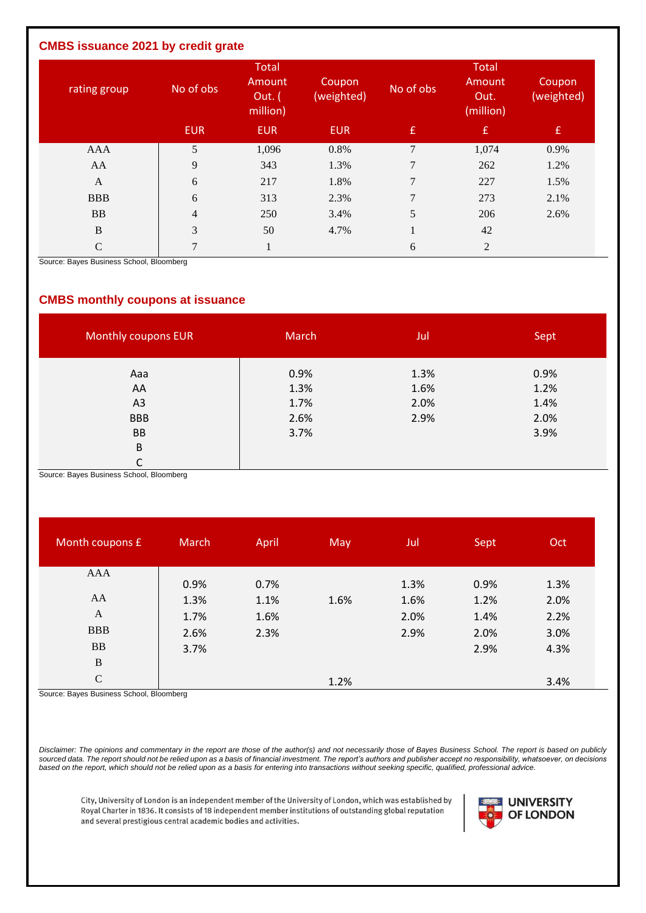### CMBS issuance 2021 by credit grate

| rating group | No of obs | Total Amount Out. ( million) | Coupon (weighted) | No of obs | Total Amount Out. (million) | Coupon (weighted) |
|---|---|---|---|---|---|---|
| | EUR | EUR | EUR | £ | £ | £ |
| AAA | 5 | 1,096 | 0.8% | 7 | 1,074 | 0.9% |
| AA | 9 | 343 | 1.3% | 7 | 262 | 1.2% |
| A | 6 | 217 | 1.8% | 7 | 227 | 1.5% |
| BBB | 6 | 313 | 2.3% | 7 | 273 | 2.1% |
| BB | 4 | 250 | 3.4% | 5 | 206 | 2.6% |
| B | 3 | 50 | 4.7% | 1 | 42 | |
| C | 7 | 1 | | 6 | 2 | |

Source: Bayes Business School, Bloomberg

### CMBS monthly coupons at issuance

| Monthly coupons EUR | March | Jul | Sept |
|---|---|---|---|
| Aaa | 0.9% | 1.3% | 0.9% |
| AA | 1.3% | 1.6% | 1.2% |
| A3 | 1.7% | 2.0% | 1.4% |
| BBB | 2.6% | 2.9% | 2.0% |
| BB | 3.7% | | 3.9% |
| B | | | |
| C | | | |

Source: Bayes Business School, Bloomberg

| Month coupons £ | March | April | May | Jul | Sept | Oct |
|---|---|---|---|---|---|---|
| AAA | 0.9% | 0.7% | | 1.3% | 0.9% | 1.3% |
| AA | 1.3% | 1.1% | 1.6% | 1.6% | 1.2% | 2.0% |
| A | 1.7% | 1.6% | | 2.0% | 1.4% | 2.2% |
| BBB | 2.6% | 2.3% | | 2.9% | 2.0% | 3.0% |
| BB | 3.7% | | | | 2.9% | 4.3% |
| B | | | | | | |
| C | | | 1.2% | | | 3.4% |

Source: Bayes Business School, Bloomberg

*Disclaimer: The opinions and commentary in the report are those of the author(s) and not necessarily those of Bayes Business School. The report is based on publicly sourced data. The report should not be relied upon as a basis of financial investment. The report's authors and publisher accept no responsibility, whatsoever, on decisions based on the report, which should not be relied upon as a basis for entering into transactions without seeking specific, qualified, professional advice.*

City, University of London is an independent member of the University of London, which was established by Royal Charter in 1836. It consists of 18 independent member institutions of outstanding global reputation and several prestigious central academic bodies and activities.

UNIVERSITY OF LONDON